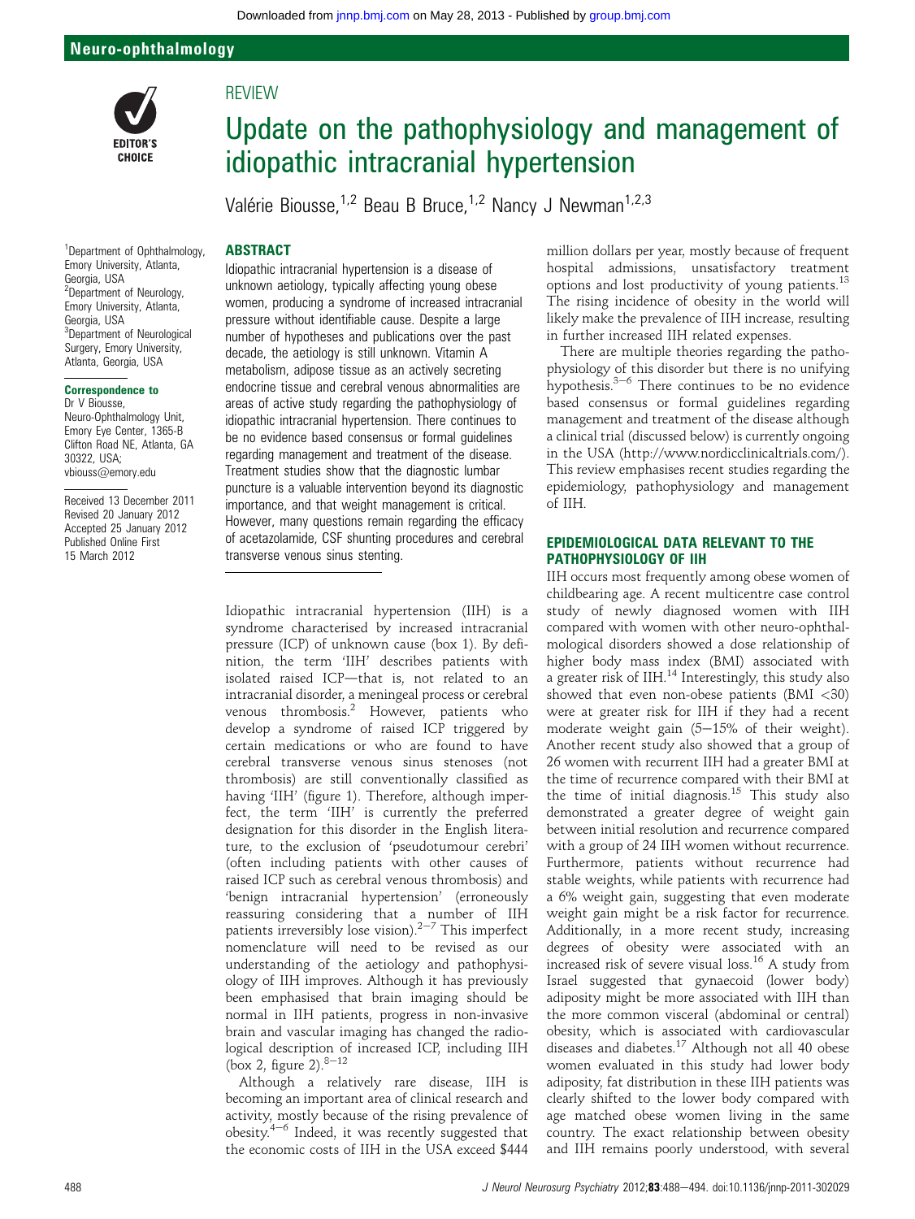Neuro-ophthalmology

REVIEW

# Update on the pathophysiology and management of idiopathic intracranial hypertension

Valérie Biousse,[1,2] Beau B Bruce,[1,2] Nancy J Newman[1,2,3]

[1]Department of Ophthalmology, Emory University, Atlanta, Georgia, USA
[2]Department of Neurology, Emory University, Atlanta, Georgia, USA
[3]Department of Neurological Surgery, Emory University, Atlanta, Georgia, USA

**Correspondence to**
Dr V Biousse, Neuro-Ophthalmology Unit, Emory Eye Center, 1365-B Clifton Road NE, Atlanta, GA 30322, USA; vbiouss@emory.edu

Received 13 December 2011
Revised 20 January 2012
Accepted 25 January 2012
Published Online First 15 March 2012

## ABSTRACT

Idiopathic intracranial hypertension is a disease of unknown aetiology, typically affecting young obese women, producing a syndrome of increased intracranial pressure without identifiable cause. Despite a large number of hypotheses and publications over the past decade, the aetiology is still unknown. Vitamin A metabolism, adipose tissue as an actively secreting endocrine tissue and cerebral venous abnormalities are areas of active study regarding the pathophysiology of idiopathic intracranial hypertension. There continues to be no evidence based consensus or formal guidelines regarding management and treatment of the disease. Treatment studies show that the diagnostic lumbar puncture is a valuable intervention beyond its diagnostic importance, and that weight management is critical. However, many questions remain regarding the efficacy of acetazolamide, CSF shunting procedures and cerebral transverse venous sinus stenting.

Idiopathic intracranial hypertension (IIH) is a syndrome characterised by increased intracranial pressure (ICP) of unknown cause (box 1). By definition, the term 'IIH' describes patients with isolated raised ICP—that is, not related to an intracranial disorder, a meningeal process or cerebral venous thrombosis.[2] However, patients who develop a syndrome of raised ICP triggered by certain medications or who are found to have cerebral transverse venous sinus stenoses (not thrombosis) are still conventionally classified as having 'IIH' (figure 1). Therefore, although imperfect, the term 'IIH' is currently the preferred designation for this disorder in the English literature, to the exclusion of 'pseudotumour cerebri' (often including patients with other causes of raised ICP such as cerebral venous thrombosis) and 'benign intracranial hypertension' (erroneously reassuring considering that a number of IIH patients irreversibly lose vision).[2–7] This imperfect nomenclature will need to be revised as our understanding of the aetiology and pathophysiology of IIH improves. Although it has previously been emphasised that brain imaging should be normal in IIH patients, progress in non-invasive brain and vascular imaging has changed the radiological description of increased ICP, including IIH (box 2, figure 2).[8–12]

Although a relatively rare disease, IIH is becoming an important area of clinical research and activity, mostly because of the rising prevalence of obesity.[4–6] Indeed, it was recently suggested that the economic costs of IIH in the USA exceed $444 million dollars per year, mostly because of frequent hospital admissions, unsatisfactory treatment options and lost productivity of young patients.[13] The rising incidence of obesity in the world will likely make the prevalence of IIH increase, resulting in further increased IIH related expenses.

There are multiple theories regarding the pathophysiology of this disorder but there is no unifying hypothesis.[3–6] There continues to be no evidence based consensus or formal guidelines regarding management and treatment of the disease although a clinical trial (discussed below) is currently ongoing in the USA (http://www.nordicclinicaltrials.com/). This review emphasises recent studies regarding the epidemiology, pathophysiology and management of IIH.

## EPIDEMIOLOGICAL DATA RELEVANT TO THE PATHOPHYSIOLOGY OF IIH

IIH occurs most frequently among obese women of childbearing age. A recent multicentre case control study of newly diagnosed women with IIH compared with women with other neuro-ophthalmological disorders showed a dose relationship of higher body mass index (BMI) associated with a greater risk of IIH.[14] Interestingly, this study also showed that even non-obese patients (BMI <30) were at greater risk for IIH if they had a recent moderate weight gain (5–15% of their weight). Another recent study also showed that a group of 26 women with recurrent IIH had a greater BMI at the time of recurrence compared with their BMI at the time of initial diagnosis.[15] This study also demonstrated a greater degree of weight gain between initial resolution and recurrence compared with a group of 24 IIH women without recurrence. Furthermore, patients without recurrence had stable weights, while patients with recurrence had a 6% weight gain, suggesting that even moderate weight gain might be a risk factor for recurrence. Additionally, in a more recent study, increasing degrees of obesity were associated with an increased risk of severe visual loss.[16] A study from Israel suggested that gynaecoid (lower body) adiposity might be more associated with IIH than the more common visceral (abdominal or central) obesity, which is associated with cardiovascular diseases and diabetes.[17] Although not all 40 obese women evaluated in this study had lower body adiposity, fat distribution in these IIH patients was clearly shifted to the lower body compared with age matched obese women living in the same country. The exact relationship between obesity and IIH remains poorly understood, with several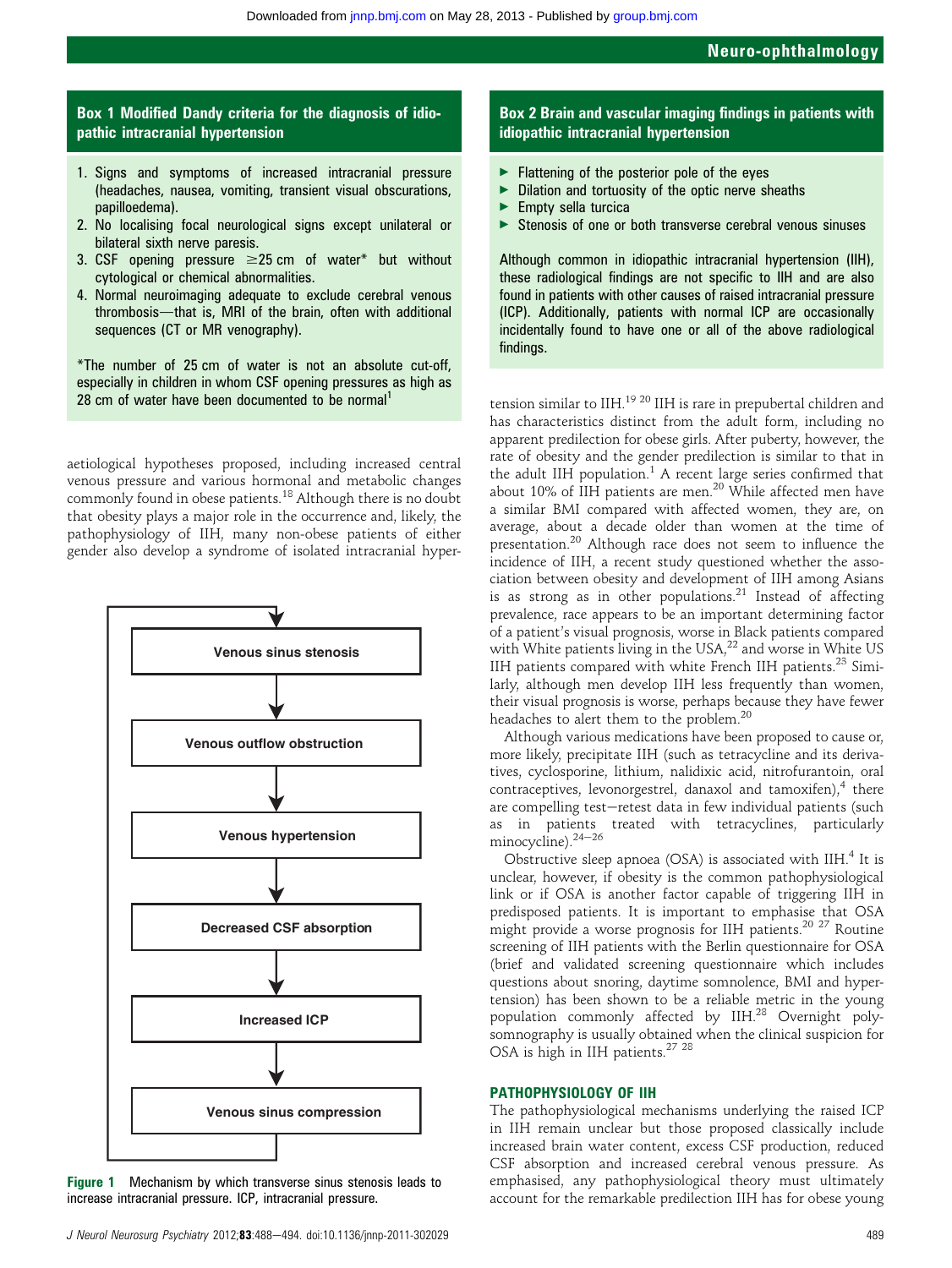### Box 1 Modified Dandy criteria for the diagnosis of idiopathic intracranial hypertension

1. Signs and symptoms of increased intracranial pressure (headaches, nausea, vomiting, transient visual obscurations, papilloedema).
2. No localising focal neurological signs except unilateral or bilateral sixth nerve paresis.
3. CSF opening pressure ≥25 cm of water* but without cytological or chemical abnormalities.
4. Normal neuroimaging adequate to exclude cerebral venous thrombosis—that is, MRI of the brain, often with additional sequences (CT or MR venography).

*The number of 25 cm of water is not an absolute cut-off, especially in children in whom CSF opening pressures as high as 28 cm of water have been documented to be normal[1]

aetiological hypotheses proposed, including increased central venous pressure and various hormonal and metabolic changes commonly found in obese patients.[18] Although there is no doubt that obesity plays a major role in the occurrence and, likely, the pathophysiology of IIH, many non-obese patients of either gender also develop a syndrome of isolated intracranial hypertension similar to IIH.[19 20] IIH is rare in prepubertal children and has characteristics distinct from the adult form, including no apparent predilection for obese girls. After puberty, however, the rate of obesity and the gender predilection is similar to that in the adult IIH population.[1] A recent large series confirmed that about 10% of IIH patients are men.[20] While affected men have a similar BMI compared with affected women, they are, on average, about a decade older than women at the time of presentation.[20] Although race does not seem to influence the incidence of IIH, a recent study questioned whether the association between obesity and development of IIH among Asians is as strong as in other populations.[21] Instead of affecting prevalence, race appears to be an important determining factor of a patient's visual prognosis, worse in Black patients compared with White patients living in the USA,[22] and worse in White US IIH patients compared with white French IIH patients.[23] Similarly, although men develop IIH less frequently than women, their visual prognosis is worse, perhaps because they have fewer headaches to alert them to the problem.[20]

Venous sinus stenosis → Venous outflow obstruction → Venous hypertension → Decreased CSF absorption → Increased ICP → Venous sinus compression → (back to Venous sinus stenosis)

**Figure 1** Mechanism by which transverse sinus stenosis leads to increase intracranial pressure. ICP, intracranial pressure.

### Box 2 Brain and vascular imaging findings in patients with idiopathic intracranial hypertension

- Flattening of the posterior pole of the eyes
- Dilation and tortuosity of the optic nerve sheaths
- Empty sella turcica
- Stenosis of one or both transverse cerebral venous sinuses

Although common in idiopathic intracranial hypertension (IIH), these radiological findings are not specific to IIH and are also found in patients with other causes of raised intracranial pressure (ICP). Additionally, patients with normal ICP are occasionally incidentally found to have one or all of the above radiological findings.

Although various medications have been proposed to cause or, more likely, precipitate IIH (such as tetracycline and its derivatives, cyclosporine, lithium, nalidixic acid, nitrofurantoin, oral contraceptives, levonorgestrel, danaxol and tamoxifen),[4] there are compelling test−retest data in few individual patients (such as in patients treated with tetracyclines, particularly minocycline).[24−26]

Obstructive sleep apnoea (OSA) is associated with IIH.[4] It is unclear, however, if obesity is the common pathophysiological link or if OSA is another factor capable of triggering IIH in predisposed patients. It is important to emphasise that OSA might provide a worse prognosis for IIH patients.[20 27] Routine screening of IIH patients with the Berlin questionnaire for OSA (brief and validated screening questionnaire which includes questions about snoring, daytime somnolence, BMI and hypertension) has been shown to be a reliable metric in the young population commonly affected by IIH.[28] Overnight polysomnography is usually obtained when the clinical suspicion for OSA is high in IIH patients.[27 28]

## PATHOPHYSIOLOGY OF IIH

The pathophysiological mechanisms underlying the raised ICP in IIH remain unclear but those proposed classically include increased brain water content, excess CSF production, reduced CSF absorption and increased cerebral venous pressure. As emphasised, any pathophysiological theory must ultimately account for the remarkable predilection IIH has for obese young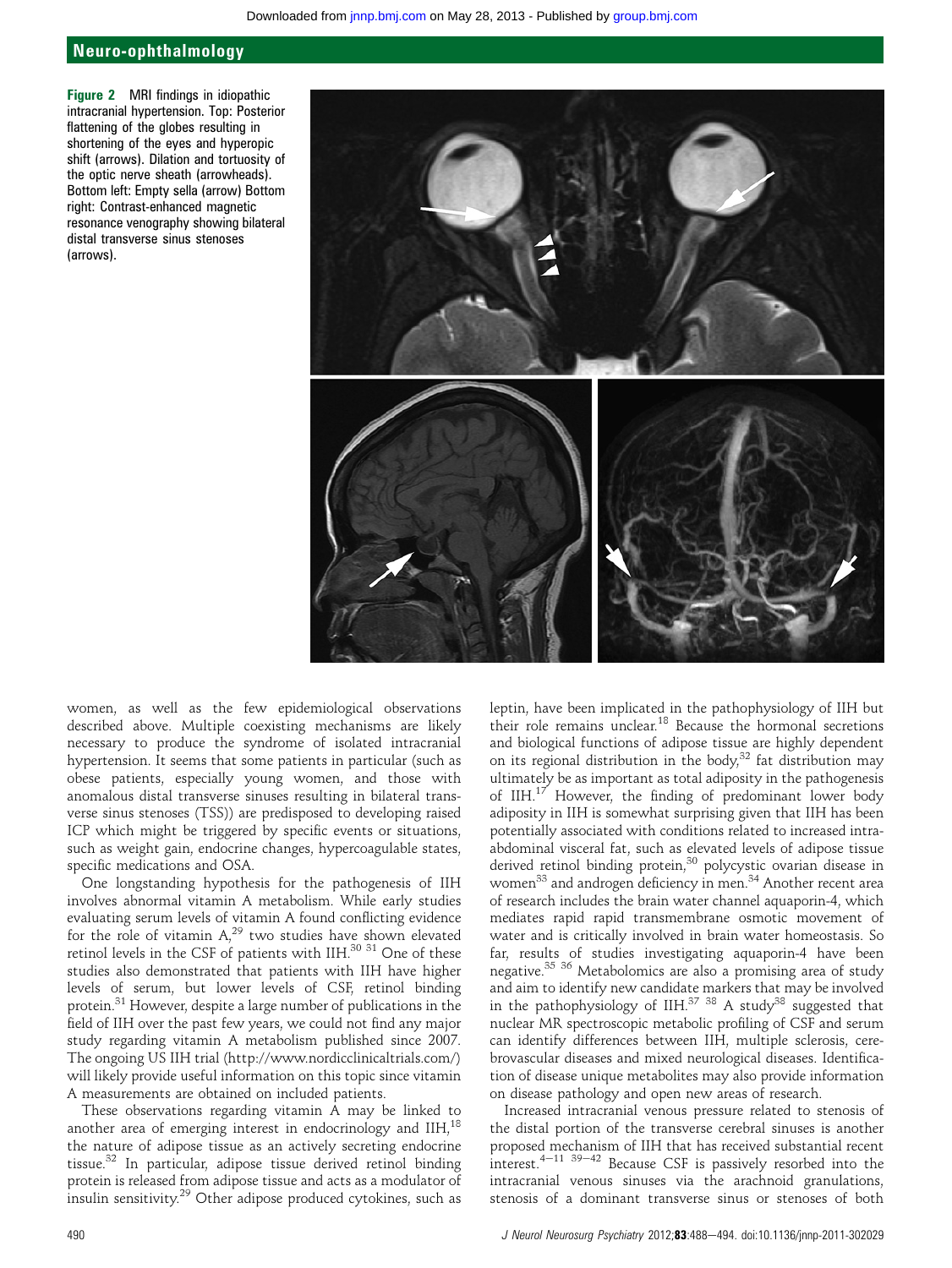Figure 2 MRI findings in idiopathic intracranial hypertension. Top: Posterior flattening of the globes resulting in shortening of the eyes and hyperopic shift (arrows). Dilation and tortuosity of the optic nerve sheath (arrowheads). Bottom left: Empty sella (arrow) Bottom right: Contrast-enhanced magnetic resonance venography showing bilateral distal transverse sinus stenoses (arrows).

women, as well as the few epidemiological observations described above. Multiple coexisting mechanisms are likely necessary to produce the syndrome of isolated intracranial hypertension. It seems that some patients in particular (such as obese patients, especially young women, and those with anomalous distal transverse sinuses resulting in bilateral transverse sinus stenoses (TSS)) are predisposed to developing raised ICP which might be triggered by specific events or situations, such as weight gain, endocrine changes, hypercoagulable states, specific medications and OSA.

One longstanding hypothesis for the pathogenesis of IIH involves abnormal vitamin A metabolism. While early studies evaluating serum levels of vitamin A found conflicting evidence for the role of vitamin A,[29] two studies have shown elevated retinol levels in the CSF of patients with IIH.[30 31] One of these studies also demonstrated that patients with IIH have higher levels of serum, but lower levels of CSF, retinol binding protein.[31] However, despite a large number of publications in the field of IIH over the past few years, we could not find any major study regarding vitamin A metabolism published since 2007. The ongoing US IIH trial (http://www.nordicclinicaltrials.com/) will likely provide useful information on this topic since vitamin A measurements are obtained on included patients.

These observations regarding vitamin A may be linked to another area of emerging interest in endocrinology and IIH,[18] the nature of adipose tissue as an actively secreting endocrine tissue.[32] In particular, adipose tissue derived retinol binding protein is released from adipose tissue and acts as a modulator of insulin sensitivity.[29] Other adipose produced cytokines, such as leptin, have been implicated in the pathophysiology of IIH but their role remains unclear.[18] Because the hormonal secretions and biological functions of adipose tissue are highly dependent on its regional distribution in the body,[32] fat distribution may ultimately be as important as total adiposity in the pathogenesis of IIH.[17] However, the finding of predominant lower body adiposity in IIH is somewhat surprising given that IIH has been potentially associated with conditions related to intra-abdominal visceral fat, such as elevated levels of adipose tissue derived retinol binding protein,[30] polycystic ovarian disease in women[33] and androgen deficiency in men.[34] Another recent area of research includes the brain water channel aquaporin-4, which mediates rapid rapid transmembrane osmotic movement of water and is critically involved in brain water homeostasis. So far, results of studies investigating aquaporin-4 have been negative.[35 36] Metabolomics are also a promising area of study and aim to identify new candidate markers that may be involved in the pathophysiology of IIH.[37 38] A study[38] suggested that nuclear MR spectroscopic metabolic profiling of CSF and serum can identify differences between IIH, multiple sclerosis, cerebrovascular diseases and mixed neurological diseases. Identification of disease unique metabolites may also provide information on disease pathology and open new areas of research.

Increased intracranial venous pressure related to stenosis of the distal portion of the transverse cerebral sinuses is another proposed mechanism of IIH that has received substantial recent interest.[4–11 39–42] Because CSF is passively resorbed into the intracranial venous sinuses via the arachnoid granulations, stenosis of a dominant transverse sinus or stenoses of both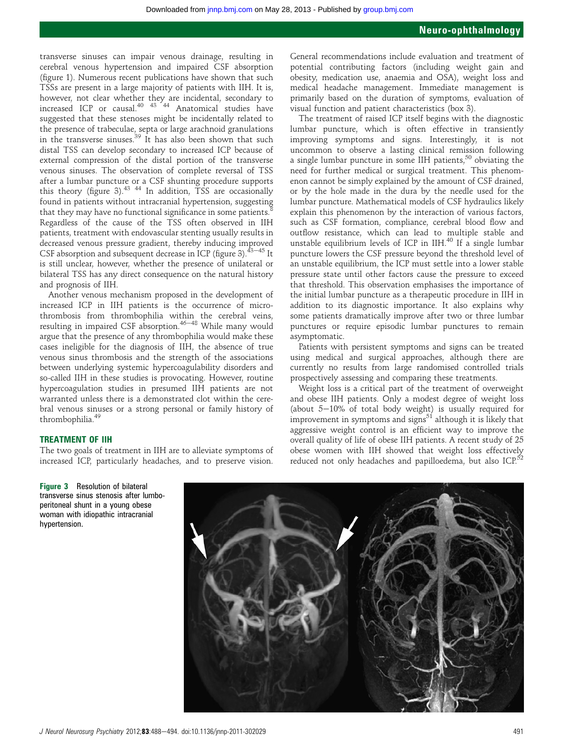transverse sinuses can impair venous drainage, resulting in cerebral venous hypertension and impaired CSF absorption (figure 1). Numerous recent publications have shown that such TSSs are present in a large majority of patients with IIH. It is, however, not clear whether they are incidental, secondary to increased ICP or causal.[40 43 44] Anatomical studies have suggested that these stenoses might be incidentally related to the presence of trabeculae, septa or large arachnoid granulations in the transverse sinuses.[39] It has also been shown that such distal TSS can develop secondary to increased ICP because of external compression of the distal portion of the transverse venous sinuses. The observation of complete reversal of TSS after a lumbar puncture or a CSF shunting procedure supports this theory (figure 3).[43 44] In addition, TSS are occasionally found in patients without intracranial hypertension, suggesting that they may have no functional significance in some patients.[8] Regardless of the cause of the TSS often observed in IIH patients, treatment with endovascular stenting usually results in decreased venous pressure gradient, thereby inducing improved CSF absorption and subsequent decrease in ICP (figure 3).[43–45] It is still unclear, however, whether the presence of unilateral or bilateral TSS has any direct consequence on the natural history and prognosis of IIH.

Another venous mechanism proposed in the development of increased ICP in IIH patients is the occurrence of microthrombosis from thrombophilia within the cerebral veins, resulting in impaired CSF absorption.[46–48] While many would argue that the presence of any thrombophilia would make these cases ineligible for the diagnosis of IIH, the absence of true venous sinus thrombosis and the strength of the associations between underlying systemic hypercoagulability disorders and so-called IIH in these studies is provocating. However, routine hypercoagulation studies in presumed IIH patients are not warranted unless there is a demonstrated clot within the cerebral venous sinuses or a strong personal or family history of thrombophilia.[49]

## TREATMENT OF IIH

The two goals of treatment in IIH are to alleviate symptoms of increased ICP, particularly headaches, and to preserve vision. General recommendations include evaluation and treatment of potential contributing factors (including weight gain and obesity, medication use, anaemia and OSA), weight loss and medical headache management. Immediate management is primarily based on the duration of symptoms, evaluation of visual function and patient characteristics (box 3).

The treatment of raised ICP itself begins with the diagnostic lumbar puncture, which is often effective in transiently improving symptoms and signs. Interestingly, it is not uncommon to observe a lasting clinical remission following a single lumbar puncture in some IIH patients,[50] obviating the need for further medical or surgical treatment. This phenomenon cannot be simply explained by the amount of CSF drained, or by the hole made in the dura by the needle used for the lumbar puncture. Mathematical models of CSF hydraulics likely explain this phenomenon by the interaction of various factors, such as CSF formation, compliance, cerebral blood flow and outflow resistance, which can lead to multiple stable and unstable equilibrium levels of ICP in IIH.[40] If a single lumbar puncture lowers the CSF pressure beyond the threshold level of an unstable equilibrium, the ICP must settle into a lower stable pressure state until other factors cause the pressure to exceed that threshold. This observation emphasises the importance of the initial lumbar puncture as a therapeutic procedure in IIH in addition to its diagnostic importance. It also explains why some patients dramatically improve after two or three lumbar punctures or require episodic lumbar punctures to remain asymptomatic.

Patients with persistent symptoms and signs can be treated using medical and surgical approaches, although there are currently no results from large randomised controlled trials prospectively assessing and comparing these treatments.

Weight loss is a critical part of the treatment of overweight and obese IIH patients. Only a modest degree of weight loss (about 5–10% of total body weight) is usually required for improvement in symptoms and signs[51] although it is likely that aggressive weight control is an efficient way to improve the overall quality of life of obese IIH patients. A recent study of 25 obese women with IIH showed that weight loss effectively reduced not only headaches and papilloedema, but also ICP.[52]

**Figure 3** Resolution of bilateral transverse sinus stenosis after lumbo-peritoneal shunt in a young obese woman with idiopathic intracranial hypertension.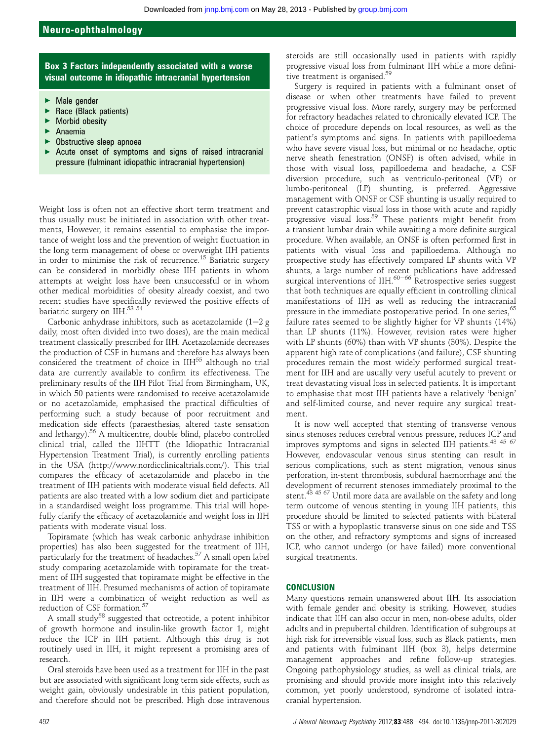**Box 3 Factors independently associated with a worse visual outcome in idiopathic intracranial hypertension**

- Male gender
- Race (Black patients)
- Morbid obesity
- Anaemia
- Obstructive sleep apnoea
- Acute onset of symptoms and signs of raised intracranial pressure (fulminant idiopathic intracranial hypertension)

Weight loss is often not an effective short term treatment and thus usually must be initiated in association with other treatments, However, it remains essential to emphasise the importance of weight loss and the prevention of weight fluctuation in the long term management of obese or overweight IIH patients in order to minimise the risk of recurrence.[15] Bariatric surgery can be considered in morbidly obese IIH patients in whom attempts at weight loss have been unsuccessful or in whom other medical morbidities of obesity already coexist, and two recent studies have specifically reviewed the positive effects of bariatric surgery on IIH.[53 54]

Carbonic anhydrase inhibitors, such as acetazolamide (1–2 g daily, most often divided into two doses), are the main medical treatment classically prescribed for IIH. Acetazolamide decreases the production of CSF in humans and therefore has always been considered the treatment of choice in IIH[55] although no trial data are currently available to confirm its effectiveness. The preliminary results of the IIH Pilot Trial from Birmingham, UK, in which 50 patients were randomised to receive acetazolamide or no acetazolamide, emphasised the practical difficulties of performing such a study because of poor recruitment and medication side effects (paraesthesias, altered taste sensation and lethargy).[56] A multicentre, double blind, placebo controlled clinical trial, called the IIHTT (the Idiopathic Intracranial Hypertension Treatment Trial), is currently enrolling patients in the USA (http://www.nordicclinicaltrials.com/). This trial compares the efficacy of acetazolamide and placebo in the treatment of IIH patients with moderate visual field defects. All patients are also treated with a low sodium diet and participate in a standardised weight loss programme. This trial will hopefully clarify the efficacy of acetazolamide and weight loss in IIH patients with moderate visual loss.

Topiramate (which has weak carbonic anhydrase inhibition properties) has also been suggested for the treatment of IIH, particularly for the treatment of headaches.[57] A small open label study comparing acetazolamide with topiramate for the treatment of IIH suggested that topiramate might be effective in the treatment of IIH. Presumed mechanisms of action of topiramate in IIH were a combination of weight reduction as well as reduction of CSF formation.[57]

A small study[58] suggested that octreotide, a potent inhibitor of growth hormone and insulin-like growth factor 1, might reduce the ICP in IIH patient. Although this drug is not routinely used in IIH, it might represent a promising area of research.

Oral steroids have been used as a treatment for IIH in the past but are associated with significant long term side effects, such as weight gain, obviously undesirable in this patient population, and therefore should not be prescribed. High dose intravenous steroids are still occasionally used in patients with rapidly progressive visual loss from fulminant IIH while a more definitive treatment is organised.[59]

Surgery is required in patients with a fulminant onset of disease or when other treatments have failed to prevent progressive visual loss. More rarely, surgery may be performed for refractory headaches related to chronically elevated ICP. The choice of procedure depends on local resources, as well as the patient's symptoms and signs. In patients with papilloedema who have severe visual loss, but minimal or no headache, optic nerve sheath fenestration (ONSF) is often advised, while in those with visual loss, papilloedema and headache, a CSF diversion procedure, such as ventriculo-peritoneal (VP) or lumbo-peritoneal (LP) shunting, is preferred. Aggressive management with ONSF or CSF shunting is usually required to prevent catastrophic visual loss in those with acute and rapidly progressive visual loss.[59] These patients might benefit from a transient lumbar drain while awaiting a more definite surgical procedure. When available, an ONSF is often performed first in patients with visual loss and papilloedema. Although no prospective study has effectively compared LP shunts with VP shunts, a large number of recent publications have addressed surgical interventions of IIH.[60–66] Retrospective series suggest that both techniques are equally efficient in controlling clinical manifestations of IIH as well as reducing the intracranial pressure in the immediate postoperative period. In one series,[65] failure rates seemed to be slightly higher for VP shunts (14%) than LP shunts (11%). However, revision rates were higher with LP shunts (60%) than with VP shunts (30%). Despite the apparent high rate of complications (and failure), CSF shunting procedures remain the most widely performed surgical treatment for IIH and are usually very useful acutely to prevent or treat devastating visual loss in selected patients. It is important to emphasise that most IIH patients have a relatively 'benign' and self-limited course, and never require any surgical treatment.

It is now well accepted that stenting of transverse venous sinus stenoses reduces cerebral venous pressure, reduces ICP and improves symptoms and signs in selected IIH patients.[43 45 67] However, endovascular venous sinus stenting can result in serious complications, such as stent migration, venous sinus perforation, in-stent thrombosis, subdural haemorrhage and the development of recurrent stenoses immediately proximal to the stent.[43 45 67] Until more data are available on the safety and long term outcome of venous stenting in young IIH patients, this procedure should be limited to selected patients with bilateral TSS or with a hypoplastic transverse sinus on one side and TSS on the other, and refractory symptoms and signs of increased ICP, who cannot undergo (or have failed) more conventional surgical treatments.

## CONCLUSION

Many questions remain unanswered about IIH. Its association with female gender and obesity is striking. However, studies indicate that IIH can also occur in men, non-obese adults, older adults and in prepubertal children. Identification of subgroups at high risk for irreversible visual loss, such as Black patients, men and patients with fulminant IIH (box 3), helps determine management approaches and refine follow-up strategies. Ongoing pathophysiology studies, as well as clinical trials, are promising and should provide more insight into this relatively common, yet poorly understood, syndrome of isolated intracranial hypertension.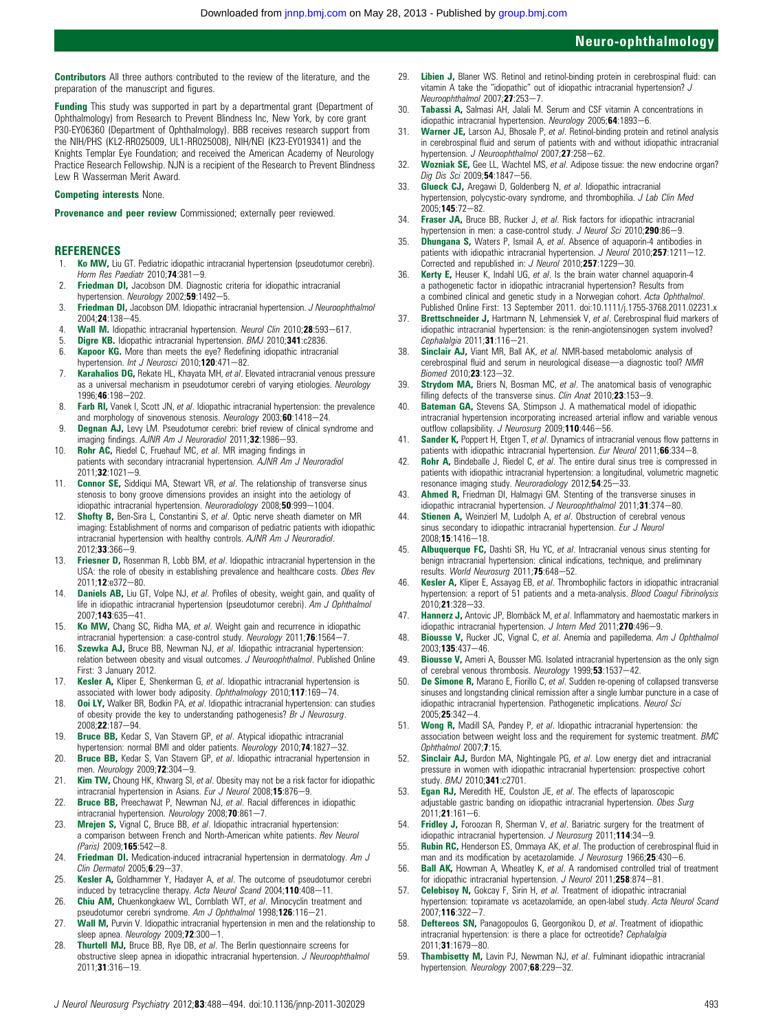**Contributors** All three authors contributed to the review of the literature, and the preparation of the manuscript and figures.

**Funding** This study was supported in part by a departmental grant (Department of Ophthalmology) from Research to Prevent Blindness Inc, New York, by core grant P30-EY06360 (Department of Ophthalmology). BBB receives research support from the NIH/PHS (KL2-RR025009, UL1-RR025008), NIH/NEI (K23-EY019341) and the Knights Templar Eye Foundation; and received the American Academy of Neurology Practice Research Fellowship. NJN is a recipient of the Research to Prevent Blindness Lew R Wasserman Merit Award.

**Competing interests** None.

**Provenance and peer review** Commissioned; externally peer reviewed.

## REFERENCES

1. **Ko MW,** Liu GT. Pediatric idiopathic intracranial hypertension (pseudotumor cerebri). *Horm Res Paediatr* 2010;**74**:381–9.
2. **Friedman DI,** Jacobson DM. Diagnostic criteria for idiopathic intracranial hypertension. *Neurology* 2002;**59**:1492–5.
3. **Friedman DI,** Jacobson DM. Idiopathic intracranial hypertension. *J Neuroophthalmol* 2004;**24**:138–45.
4. **Wall M.** Idiopathic intracranial hypertension. *Neurol Clin* 2010;**28**:593–617.
5. **Digre KB.** Idiopathic intracranial hypertension. *BMJ* 2010;**341**:c2836.
6. **Kapoor KG.** More than meets the eye? Redefining idiopathic intracranial hypertension. *Int J Neurosci* 2010;**120**:471–82.
7. **Karahalios DG,** Rekate HL, Khayata MH, *et al*. Elevated intracranial venous pressure as a universal mechanism in pseudotumor cerebri of varying etiologies. *Neurology* 1996;**46**:198–202.
8. **Farb RI,** Vanek I, Scott JN, *et al*. Idiopathic intracranial hypertension: the prevalence and morphology of sinovenous stenosis. *Neurology* 2003;**60**:1418–24.
9. **Degnan AJ,** Levy LM. Pseudotumor cerebri: brief review of clinical syndrome and imaging findings. *AJNR Am J Neuroradiol* 2011;**32**:1986–93.
10. **Rohr AC,** Riedel C, Fruehauf MC, *et al*. MR imaging findings in patients with secondary intracranial hypertension. *AJNR Am J Neuroradiol* 2011;**32**:1021–9.
11. **Connor SE,** Siddiqui MA, Stewart VR, *et al*. The relationship of transverse sinus stenosis to bony groove dimensions provides an insight into the aetiology of idiopathic intracranial hypertension. *Neuroradiology* 2008;**50**:999–1004.
12. **Shofty B,** Ben-Sira L, Constantini S, *et al*. Optic nerve sheath diameter on MR imaging: Establishment of norms and comparison of pediatric patients with idiopathic intracranial hypertension with healthy controls. *AJNR Am J Neuroradiol*. 2012;**33**:366–9.
13. **Friesner D,** Rosenman R, Lobb BM, *et al*. Idiopathic intracranial hypertension in the USA: the role of obesity in establishing prevalence and healthcare costs. *Obes Rev* 2011;**12**:e372–80.
14. **Daniels AB,** Liu GT, Volpe NJ, *et al*. Profiles of obesity, weight gain, and quality of life in idiopathic intracranial hypertension (pseudotumor cerebri). *Am J Ophthalmol* 2007;**143**:635–41.
15. **Ko MW,** Chang SC, Ridha MA, *et al*. Weight gain and recurrence in idiopathic intracranial hypertension: a case-control study. *Neurology* 2011;**76**:1564–7.
16. **Szewka AJ,** Bruce BB, Newman NJ, *et al*. Idiopathic intracranial hypertension: relation between obesity and visual outcomes. *J Neuroophthalmol*. Published Online First: 3 January 2012.
17. **Kesler A,** Kliper E, Shenkerman G, *et al*. Idiopathic intracranial hypertension is associated with lower body adiposity. *Ophthalmology* 2010;**117**:169–74.
18. **Ooi LY,** Walker BR, Bodkin PA, *et al*. Idiopathic intracranial hypertension: can studies of obesity provide the key to understanding pathogenesis? *Br J Neurosurg*. 2008;**22**:187–94.
19. **Bruce BB,** Kedar S, Van Stavern GP, *et al*. Atypical idiopathic intracranial hypertension: normal BMI and older patients. *Neurology* 2010;**74**:1827–32.
20. **Bruce BB,** Kedar S, Van Stavern GP, *et al*. Idiopathic intracranial hypertension in men. *Neurology* 2009;**72**:304–9.
21. **Kim TW,** Choung HK, Khwarg SI, *et al*. Obesity may not be a risk factor for idiopathic intracranial hypertension in Asians. *Eur J Neurol* 2008;**15**:876–9.
22. **Bruce BB,** Preechawat P, Newman NJ, *et al*. Racial differences in idiopathic intracranial hypertension. *Neurology* 2008;**70**:861–7.
23. **Mrejen S,** Vignal C, Bruce BB, *et al*. Idiopathic intracranial hypertension: a comparison between French and North-American white patients. *Rev Neurol (Paris)* 2009;**165**:542–8.
24. **Friedman DI.** Medication-induced intracranial hypertension in dermatology. *Am J Clin Dermatol* 2005;**6**:29–37.
25. **Kesler A,** Goldhammer Y, Hadayer A, *et al*. The outcome of pseudotumor cerebri induced by tetracycline therapy. *Acta Neurol Scand* 2004;**110**:408–11.
26. **Chiu AM,** Chuenkongkaew WL, Cornblath WT, *et al*. Minocyclin treatment and pseudotumor cerebri syndrome. *Am J Ophthalmol* 1998;**126**:116–21.
27. **Wall M,** Purvin V. Idiopathic intracranial hypertension in men and the relationship to sleep apnea. *Neurology* 2009;**72**:300–1.
28. **Thurtell MJ,** Bruce BB, Rye DB, *et al*. The Berlin questionnaire screens for obstructive sleep apnea in idiopathic intracranial hypertension. *J Neuroophthalmol* 2011;**31**:316–19.
29. **Libien J,** Blaner WS. Retinol and retinol-binding protein in cerebrospinal fluid: can vitamin A take the "idiopathic" out of idiopathic intracranial hypertension? *J Neuroophthalmol* 2007;**27**:253–7.
30. **Tabassi A,** Salmasi AH, Jalali M. Serum and CSF vitamin A concentrations in idiopathic intracranial hypertension. *Neurology* 2005;**64**:1893–6.
31. **Warner JE,** Larson AJ, Bhosale P, *et al*. Retinol-binding protein and retinol analysis in cerebrospinal fluid and serum of patients with and without idiopathic intracranial hypertension. *J Neuroophthalmol* 2007;**27**:258–62.
32. **Wozniak SE,** Gee LL, Wachtel MS, *et al*. Adipose tissue: the new endocrine organ? *Dig Dis Sci* 2009;**54**:1847–56.
33. **Glueck CJ,** Aregawi D, Goldenberg N, *et al*. Idiopathic intracranial hypertension, polycystic-ovary syndrome, and thrombophilia. *J Lab Clin Med* 2005;**145**:72–82.
34. **Fraser JA,** Bruce BB, Rucker J, *et al*. Risk factors for idiopathic intracranial hypertension in men: a case-control study. *J Neurol Sci* 2010;**290**:86–9.
35. **Dhungana S,** Waters P, Ismail A, *et al*. Absence of aquaporin-4 antibodies in patients with idiopathic intracranial hypertension. *J Neurol* 2010;**257**:1211–12. Corrected and republished in: *J Neurol* 2010;**257**:1229–30.
36. **Kerty E,** Heuser K, Indahl UG, *et al*. Is the brain water channel aquaporin-4 a pathogenetic factor in idiopathic intracranial hypertension? Results from a combined clinical and genetic study in a Norwegian cohort. *Acta Ophthalmol*. Published Online First: 13 September 2011. doi:10.1111/j.1755-3768.2011.02231.x
37. **Brettschneider J,** Hartmann N, Lehmensiek V, *et al*. Cerebrospinal fluid markers of idiopathic intracranial hypertension: is the renin-angiotensinogen system involved? *Cephalalgia* 2011;**31**:116–21.
38. **Sinclair AJ,** Viant MR, Ball AK, *et al*. NMR-based metabolomic analysis of cerebrospinal fluid and serum in neurological disease—a diagnostic tool? *NMR Biomed* 2010;**23**:123–32.
39. **Strydom MA,** Briers N, Bosman MC, *et al*. The anatomical basis of venographic filling defects of the transverse sinus. *Clin Anat* 2010;**23**:153–9.
40. **Bateman GA,** Stevens SA, Stimpson J. A mathematical model of idiopathic intracranial hypertension incorporating increased arterial inflow and variable venous outflow collapsibility. *J Neurosurg* 2009;**110**:446–56.
41. **Sander K,** Poppert H, Etgen T, *et al*. Dynamics of intracranial venous flow patterns in patients with idiopathic intracranial hypertension. *Eur Neurol* 2011;**66**:334–8.
42. **Rohr A,** Bindeballe J, Riedel C, *et al*. The entire dural sinus tree is compressed in patients with idiopathic intracranial hypertension: a longitudinal, volumetric magnetic resonance imaging study. *Neuroradiology* 2012;**54**:25–33.
43. **Ahmed R,** Friedman DI, Halmagyi GM. Stenting of the transverse sinuses in idiopathic intracranial hypertension. *J Neuroophthalmol* 2011;**31**:374–80.
44. **Stienen A,** Weinzierl M, Ludolph A, *et al*. Obstruction of cerebral venous sinus secondary to idiopathic intracranial hypertension. *Eur J Neurol* 2008;**15**:1416–18.
45. **Albuquerque FC,** Dashti SR, Hu YC, *et al*. Intracranial venous sinus stenting for benign intracranial hypertension: clinical indications, technique, and preliminary results. *World Neurosurg* 2011;**75**:648–52.
46. **Kesler A,** Kliper E, Assayag EB, *et al*. Thrombophilic factors in idiopathic intracranial hypertension: a report of 51 patients and a meta-analysis. *Blood Coagul Fibrinolysis* 2010;**21**:328–33.
47. **Hannerz J,** Antovic JP, Blombäck M, *et al*. Inflammatory and haemostatic markers in idiopathic intracranial hypertension. *J Intern Med* 2011;**270**:496–9.
48. **Biousse V,** Rucker JC, Vignal C, *et al*. Anemia and papilledema. *Am J Ophthalmol* 2003;**135**:437–46.
49. **Biousse V,** Ameri A, Bousser MG. Isolated intracranial hypertension as the only sign of cerebral venous thrombosis. *Neurology* 1999;**53**:1537–42.
50. **De Simone R,** Marano E, Fiorillo C, *et al*. Sudden re-opening of collapsed transverse sinuses and longstanding clinical remission after a single lumbar puncture in a case of idiopathic intracranial hypertension. Pathogenetic implications. *Neurol Sci* 2005;**25**:342–4.
51. **Wong R,** Madill SA, Pandey P, *et al*. Idiopathic intracranial hypertension: the association between weight loss and the requirement for systemic treatment. *BMC Ophthalmol* 2007;**7**:15.
52. **Sinclair AJ,** Burdon MA, Nightingale PG, *et al*. Low energy diet and intracranial pressure in women with idiopathic intracranial hypertension: prospective cohort study. *BMJ* 2010;**341**:c2701.
53. **Egan RJ,** Meredith HE, Coulston JE, *et al*. The effects of laparoscopic adjustable gastric banding on idiopathic intracranial hypertension. *Obes Surg* 2011;**21**:161–6.
54. **Fridley J,** Foroozan R, Sherman V, *et al*. Bariatric surgery for the treatment of idiopathic intracranial hypertension. *J Neurosurg* 2011;**114**:34–9.
55. **Rubin RC,** Henderson ES, Ommaya AK, *et al*. The production of cerebrospinal fluid in man and its modification by acetazolamide. *J Neurosurg* 1966;**25**:430–6.
56. **Ball AK,** Howman A, Wheatley K, *et al*. A randomised controlled trial of treatment for idiopathic intracranial hypertension. *J Neurol* 2011;**258**:874–81.
57. **Celebisoy N,** Gokcay F, Sirin H, *et al*. Treatment of idiopathic intracranial hypertension: topiramate vs acetazolamide, an open-label study. *Acta Neurol Scand* 2007;**116**:322–7.
58. **Deftereos SN,** Panagopoulos G, Georgonikou D, *et al*. Treatment of idiopathic intracranial hypertension: is there a place for octreotide? *Cephalalgia* 2011;**31**:1679–80.
59. **Thambisetty M,** Lavin PJ, Newman NJ, *et al*. Fulminant idiopathic intracranial hypertension. *Neurology* 2007;**68**:229–32.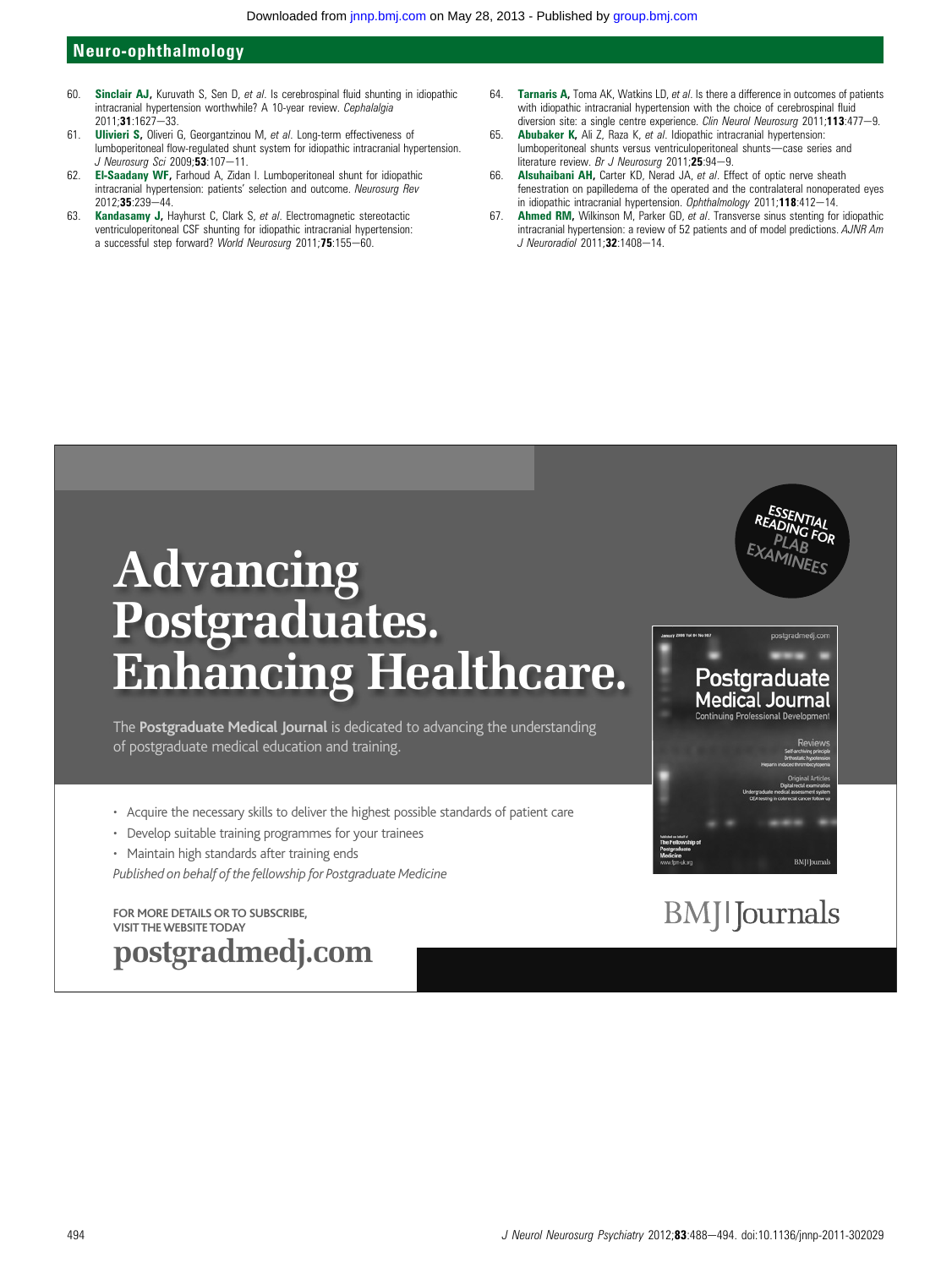60. **Sinclair AJ,** Kuruvath S, Sen D, *et al*. Is cerebrospinal fluid shunting in idiopathic intracranial hypertension worthwhile? A 10-year review. *Cephalalgia* 2011;**31**:1627—33.
61. **Ulivieri S,** Oliveri G, Georgantzinou M, *et al*. Long-term effectiveness of lumboperitoneal flow-regulated shunt system for idiopathic intracranial hypertension. *J Neurosurg Sci* 2009;**53**:107—11.
62. **El-Saadany WF,** Farhoud A, Zidan I. Lumboperitoneal shunt for idiopathic intracranial hypertension: patients' selection and outcome. *Neurosurg Rev* 2012;**35**:239—44.
63. **Kandasamy J,** Hayhurst C, Clark S, *et al*. Electromagnetic stereotactic ventriculoperitoneal CSF shunting for idiopathic intracranial hypertension: a successful step forward? *World Neurosurg* 2011;**75**:155—60.
64. **Tarnaris A,** Toma AK, Watkins LD, *et al*. Is there a difference in outcomes of patients with idiopathic intracranial hypertension with the choice of cerebrospinal fluid diversion site: a single centre experience. *Clin Neurol Neurosurg* 2011;**113**:477—9.
65. **Abubaker K,** Ali Z, Raza K, *et al*. Idiopathic intracranial hypertension: lumboperitoneal shunts versus ventriculoperitoneal shunts—case series and literature review. *Br J Neurosurg* 2011;**25**:94—9.
66. **Alsuhaibani AH,** Carter KD, Nerad JA, *et al*. Effect of optic nerve sheath fenestration on papilledema of the operated and the contralateral nonoperated eyes in idiopathic intracranial hypertension. *Ophthalmology* 2011;**118**:412—14.
67. **Ahmed RM,** Wilkinson M, Parker GD, *et al*. Transverse sinus stenting for idiopathic intracranial hypertension: a review of 52 patients and of model predictions. *AJNR Am J Neuroradiol* 2011;**32**:1408—14.

# Advancing Postgraduates. Enhancing Healthcare.

ESSENTIAL READING FOR PLAB EXAMINEES

The **Postgraduate Medical Journal** is dedicated to advancing the understanding of postgraduate medical education and training.

- Acquire the necessary skills to deliver the highest possible standards of patient care
- Develop suitable training programmes for your trainees
- Maintain high standards after training ends

*Published on behalf of the fellowship for Postgraduate Medicine*

FOR MORE DETAILS OR TO SUBSCRIBE, VISIT THE WEBSITE TODAY

**postgradmedj.com**

BMJ|Journals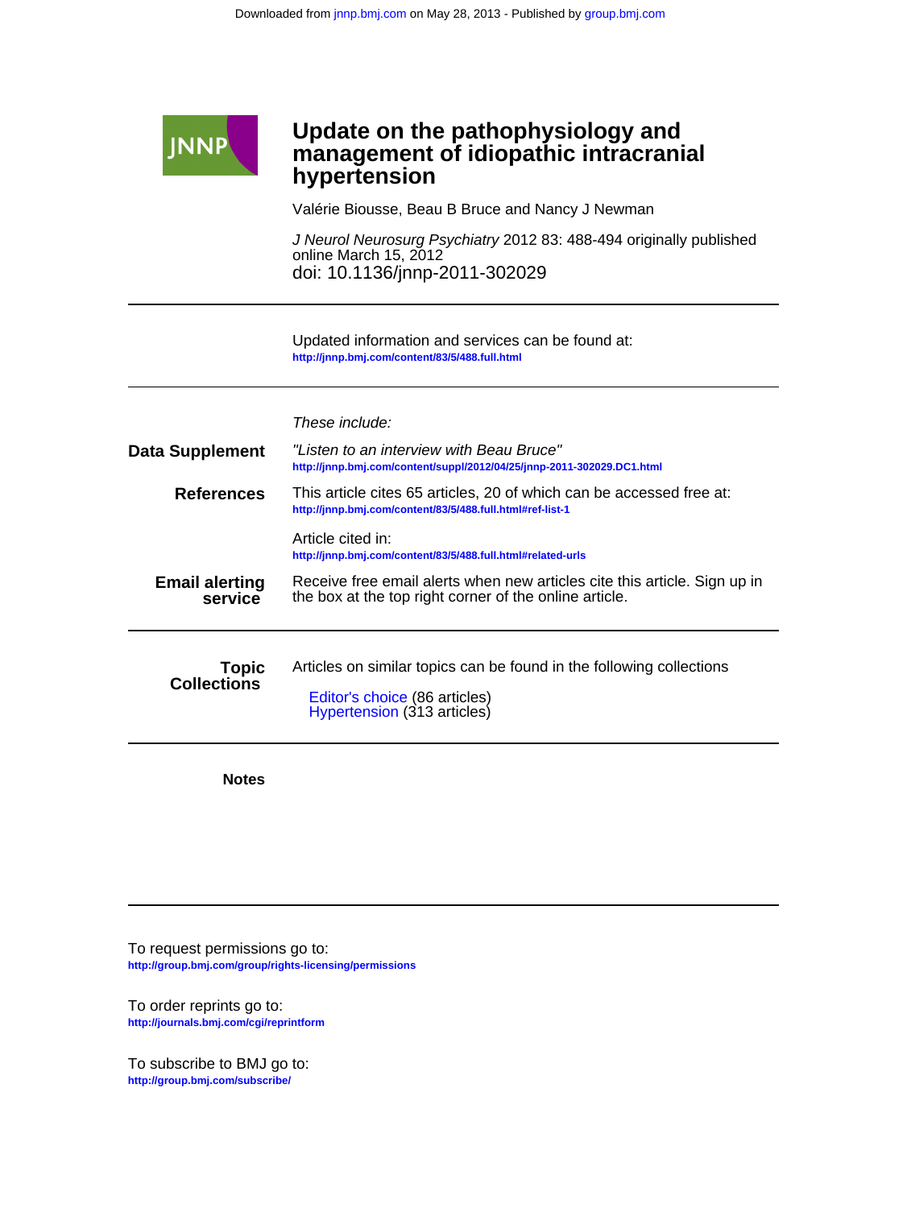Downloaded from jnnp.bmj.com on May 28, 2013 - Published by group.bmj.com

JNNP

# Update on the pathophysiology and management of idiopathic intracranial hypertension

Valérie Biousse, Beau B Bruce and Nancy J Newman

*J Neurol Neurosurg Psychiatry* 2012 83: 488-494 originally published online March 15, 2012
doi: 10.1136/jnnp-2011-302029

Updated information and services can be found at:
http://jnnp.bmj.com/content/83/5/488.full.html

*These include:*

**Data Supplement**

*"Listen to an interview with Beau Bruce"*
http://jnnp.bmj.com/content/suppl/2012/04/25/jnnp-2011-302029.DC1.html

**References**

This article cites 65 articles, 20 of which can be accessed free at:
http://jnnp.bmj.com/content/83/5/488.full.html#ref-list-1

Article cited in:
http://jnnp.bmj.com/content/83/5/488.full.html#related-urls

**Email alerting service**

Receive free email alerts when new articles cite this article. Sign up in the box at the top right corner of the online article.

**Topic Collections**

Articles on similar topics can be found in the following collections

Editor's choice (86 articles)
Hypertension (313 articles)

**Notes**

To request permissions go to:
http://group.bmj.com/group/rights-licensing/permissions

To order reprints go to:
http://journals.bmj.com/cgi/reprintform

To subscribe to BMJ go to:
http://group.bmj.com/subscribe/